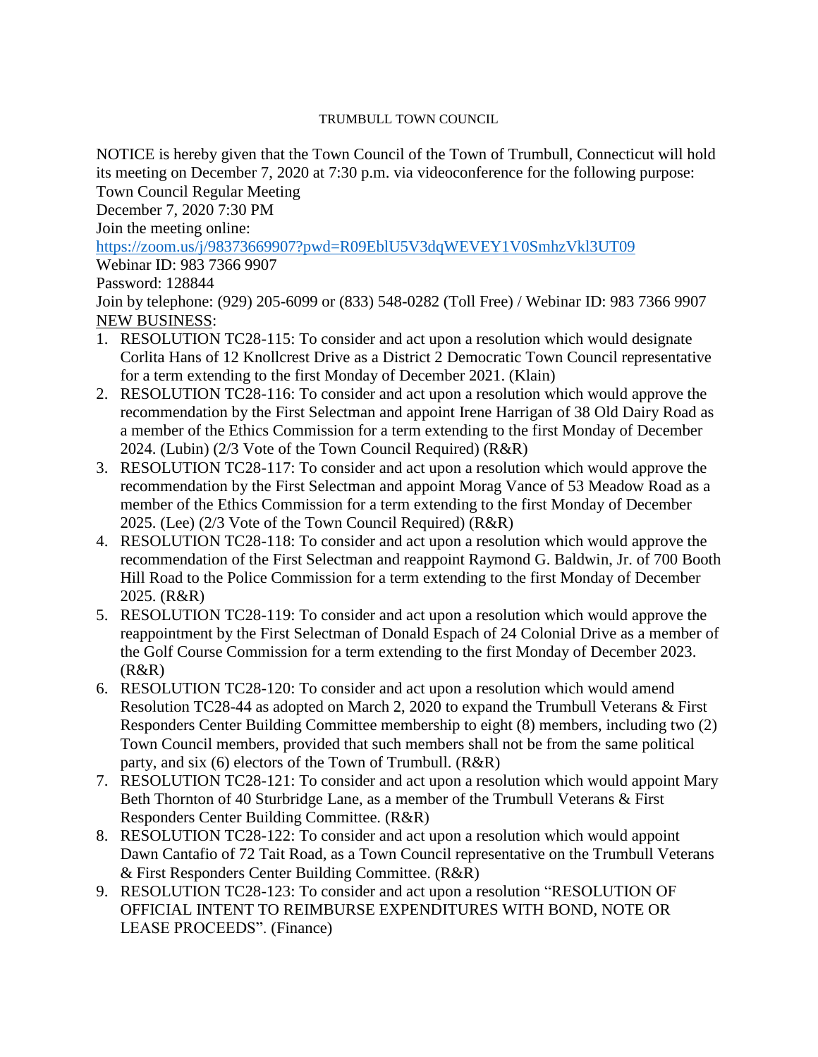TRUMBULL TOWN COUNCIL

NOTICE is hereby given that the Town Council of the Town of Trumbull, Connecticut will hold its meeting on December 7, 2020 at 7:30 p.m. via videoconference for the following purpose:
Town Council Regular Meeting
December 7, 2020 7:30 PM
Join the meeting online:
https://zoom.us/j/98373669907?pwd=R09EblU5V3dqWEVEY1V0SmhzVkl3UT09
Webinar ID: 983 7366 9907
Password: 128844
Join by telephone: (929) 205-6099 or (833) 548-0282 (Toll Free) / Webinar ID: 983 7366 9907
NEW BUSINESS:

1. RESOLUTION TC28-115: To consider and act upon a resolution which would designate Corlita Hans of 12 Knollcrest Drive as a District 2 Democratic Town Council representative for a term extending to the first Monday of December 2021. (Klain)
2. RESOLUTION TC28-116: To consider and act upon a resolution which would approve the recommendation by the First Selectman and appoint Irene Harrigan of 38 Old Dairy Road as a member of the Ethics Commission for a term extending to the first Monday of December 2024. (Lubin) (2/3 Vote of the Town Council Required) (R&R)
3. RESOLUTION TC28-117: To consider and act upon a resolution which would approve the recommendation by the First Selectman and appoint Morag Vance of 53 Meadow Road as a member of the Ethics Commission for a term extending to the first Monday of December 2025. (Lee) (2/3 Vote of the Town Council Required) (R&R)
4. RESOLUTION TC28-118: To consider and act upon a resolution which would approve the recommendation of the First Selectman and reappoint Raymond G. Baldwin, Jr. of 700 Booth Hill Road to the Police Commission for a term extending to the first Monday of December 2025. (R&R)
5. RESOLUTION TC28-119: To consider and act upon a resolution which would approve the reappointment by the First Selectman of Donald Espach of 24 Colonial Drive as a member of the Golf Course Commission for a term extending to the first Monday of December 2023. (R&R)
6. RESOLUTION TC28-120: To consider and act upon a resolution which would amend Resolution TC28-44 as adopted on March 2, 2020 to expand the Trumbull Veterans & First Responders Center Building Committee membership to eight (8) members, including two (2) Town Council members, provided that such members shall not be from the same political party, and six (6) electors of the Town of Trumbull. (R&R)
7. RESOLUTION TC28-121: To consider and act upon a resolution which would appoint Mary Beth Thornton of 40 Sturbridge Lane, as a member of the Trumbull Veterans & First Responders Center Building Committee. (R&R)
8. RESOLUTION TC28-122: To consider and act upon a resolution which would appoint Dawn Cantafio of 72 Tait Road, as a Town Council representative on the Trumbull Veterans & First Responders Center Building Committee. (R&R)
9. RESOLUTION TC28-123: To consider and act upon a resolution "RESOLUTION OF OFFICIAL INTENT TO REIMBURSE EXPENDITURES WITH BOND, NOTE OR LEASE PROCEEDS". (Finance)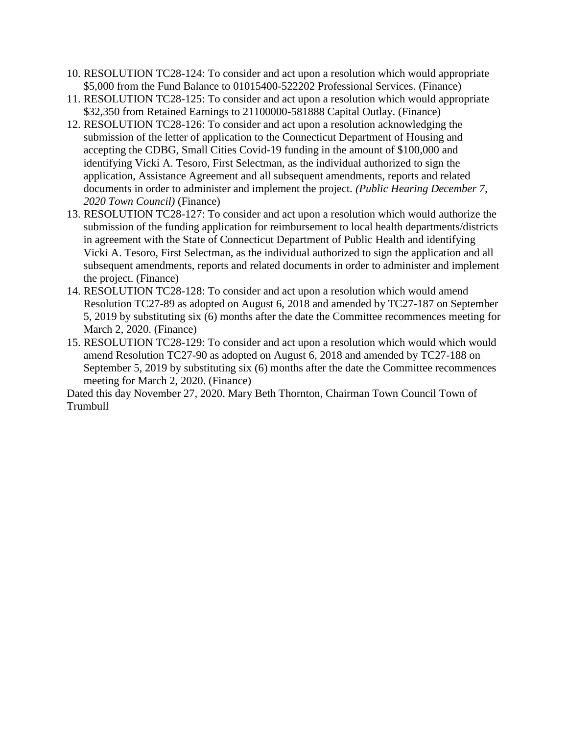10. RESOLUTION TC28-124: To consider and act upon a resolution which would appropriate $5,000 from the Fund Balance to 01015400-522202 Professional Services. (Finance)
11. RESOLUTION TC28-125: To consider and act upon a resolution which would appropriate $32,350 from Retained Earnings to 21100000-581888 Capital Outlay. (Finance)
12. RESOLUTION TC28-126: To consider and act upon a resolution acknowledging the submission of the letter of application to the Connecticut Department of Housing and accepting the CDBG, Small Cities Covid-19 funding in the amount of $100,000 and identifying Vicki A. Tesoro, First Selectman, as the individual authorized to sign the application, Assistance Agreement and all subsequent amendments, reports and related documents in order to administer and implement the project. *(Public Hearing December 7, 2020 Town Council)* (Finance)
13. RESOLUTION TC28-127: To consider and act upon a resolution which would authorize the submission of the funding application for reimbursement to local health departments/districts in agreement with the State of Connecticut Department of Public Health and identifying Vicki A. Tesoro, First Selectman, as the individual authorized to sign the application and all subsequent amendments, reports and related documents in order to administer and implement the project. (Finance)
14. RESOLUTION TC28-128: To consider and act upon a resolution which would amend Resolution TC27-89 as adopted on August 6, 2018 and amended by TC27-187 on September 5, 2019 by substituting six (6) months after the date the Committee recommences meeting for March 2, 2020. (Finance)
15. RESOLUTION TC28-129: To consider and act upon a resolution which would which would amend Resolution TC27-90 as adopted on August 6, 2018 and amended by TC27-188 on September 5, 2019 by substituting six (6) months after the date the Committee recommences meeting for March 2, 2020. (Finance)

Dated this day November 27, 2020. Mary Beth Thornton, Chairman Town Council Town of Trumbull